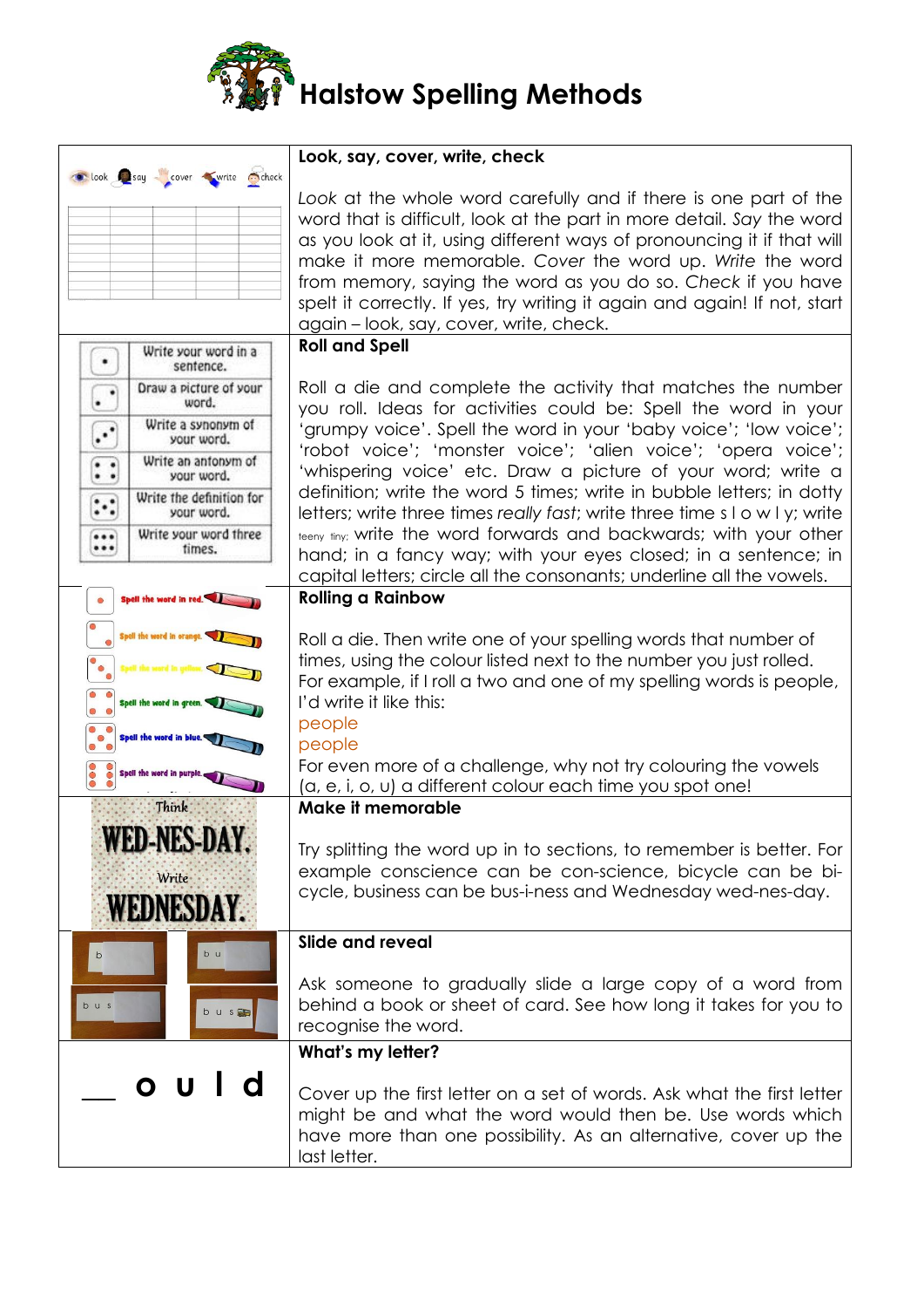# Halstow Spelling Methods

| | |
|---|---|
| look say cover write check | **Look, say, cover, write, check**<br><br>*Look* at the whole word carefully and if there is one part of the word that is difficult, look at the part in more detail. *Say* the word as you look at it, using different ways of pronouncing it if that will make it more memorable. *Cover* the word up. *Write* the word from memory, saying the word as you do so. *Check* if you have spelt it correctly. If yes, try writing it again and again! If not, start again – look, say, cover, write, check. |
| 1 Write your word in a sentence.<br>2 Draw a picture of your word.<br>3 Write a synonym of your word.<br>4 Write an antonym of your word.<br>5 Write the definition for your word.<br>6 Write your word three times. | **Roll and Spell**<br><br>Roll a die and complete the activity that matches the number you roll. Ideas for activities could be: Spell the word in your 'grumpy voice'. Spell the word in your 'baby voice'; 'low voice'; 'robot voice'; 'monster voice'; 'alien voice'; 'opera voice'; 'whispering voice' etc. Draw a picture of your word; write a definition; write the word 5 times; write in bubble letters; in dotty letters; write three times *really fast*; write three time s l o w l y; write teeny tiny; write the word forwards and backwards; with your other hand; in a fancy way; with your eyes closed; in a sentence; in capital letters; circle all the consonants; underline all the vowels. |
| 1 Spell the word in red.<br>2 Spell the word in orange.<br>3 Spell the word in yellow.<br>4 Spell the word in green.<br>5 Spell the word in blue.<br>6 Spell the word in purple. | **Rolling a Rainbow**<br><br>Roll a die. Then write one of your spelling words that number of times, using the colour listed next to the number you just rolled. For example, if I roll a two and one of my spelling words is people, I'd write it like this:<br>people<br>people<br>For even more of a challenge, why not try colouring the vowels (a, e, i, o, u) a different colour each time you spot one! |
| Think WED-NES-DAY. Write WEDNESDAY. | **Make it memorable**<br><br>Try splitting the word up in to sections, to remember is better. For example conscience can be con-science, bicycle can be bi-cycle, business can be bus-i-ness and Wednesday wed-nes-day. |
| b / b u / b u s / b u s | **Slide and reveal**<br><br>Ask someone to gradually slide a large copy of a word from behind a book or sheet of card. See how long it takes for you to recognise the word. |
| __ o u l d | **What's my letter?**<br><br>Cover up the first letter on a set of words. Ask what the first letter might be and what the word would then be. Use words which have more than one possibility. As an alternative, cover up the last letter. |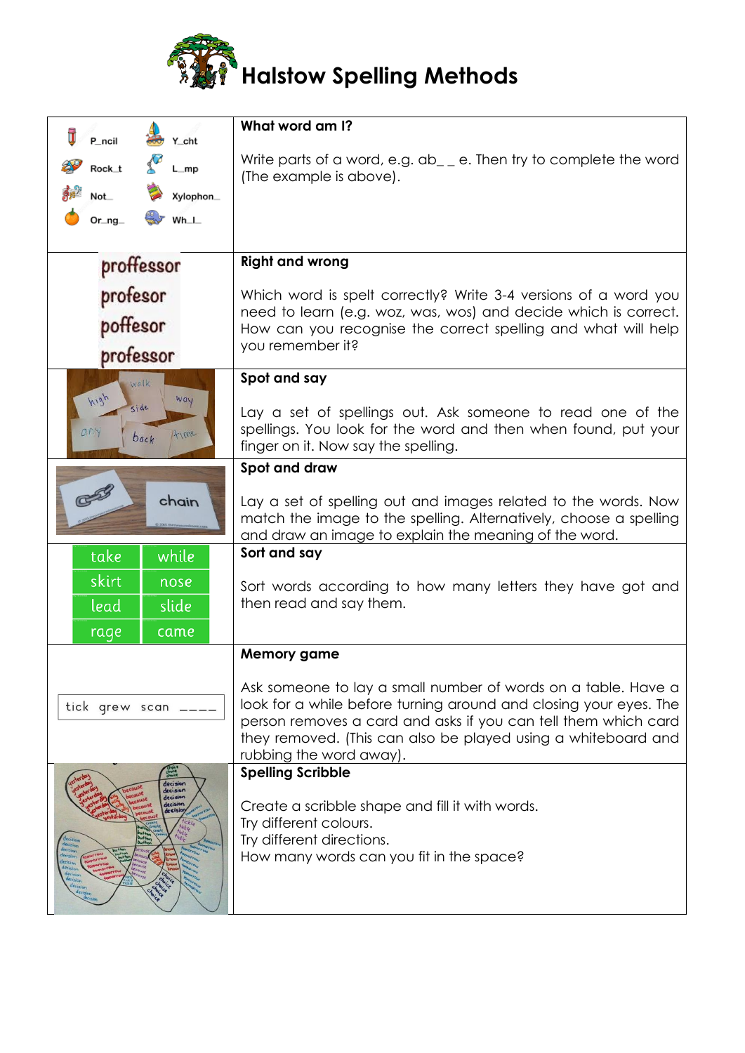# Halstow Spelling Methods

| | |
|---|---|
| P_ncil · Y_cht · Rock_t · L_mp · Not_ · Xylophon_ · Or_ng_ · Wh_l_ | **What word am I?**<br><br>Write parts of a word, e.g. ab_ _ e. Then try to complete the word (The example is above). |
| proffessor<br>profesor<br>poffesor<br>professor | **Right and wrong**<br><br>Which word is spelt correctly? Write 3-4 versions of a word you need to learn (e.g. woz, was, wos) and decide which is correct. How can you recognise the correct spelling and what will help you remember it? |
| walk · high · side · way · any · back · time | **Spot and say**<br><br>Lay a set of spellings out. Ask someone to read one of the spellings. You look for the word and then when found, put your finger on it. Now say the spelling. |
| chain | **Spot and draw**<br><br>Lay a set of spelling out and images related to the words. Now match the image to the spelling. Alternatively, choose a spelling and draw an image to explain the meaning of the word. |
| take · while · skirt · nose · lead · slide · rage · came | **Sort and say**<br><br>Sort words according to how many letters they have got and then read and say them. |
| tick grew scan ____ | **Memory game**<br><br>Ask someone to lay a small number of words on a table. Have a look for a while before turning around and closing your eyes. The person removes a card and asks if you can tell them which card they removed. (This can also be played using a whiteboard and rubbing the word away). |
| | **Spelling Scribble**<br><br>Create a scribble shape and fill it with words.<br>Try different colours.<br>Try different directions.<br>How many words can you fit in the space? |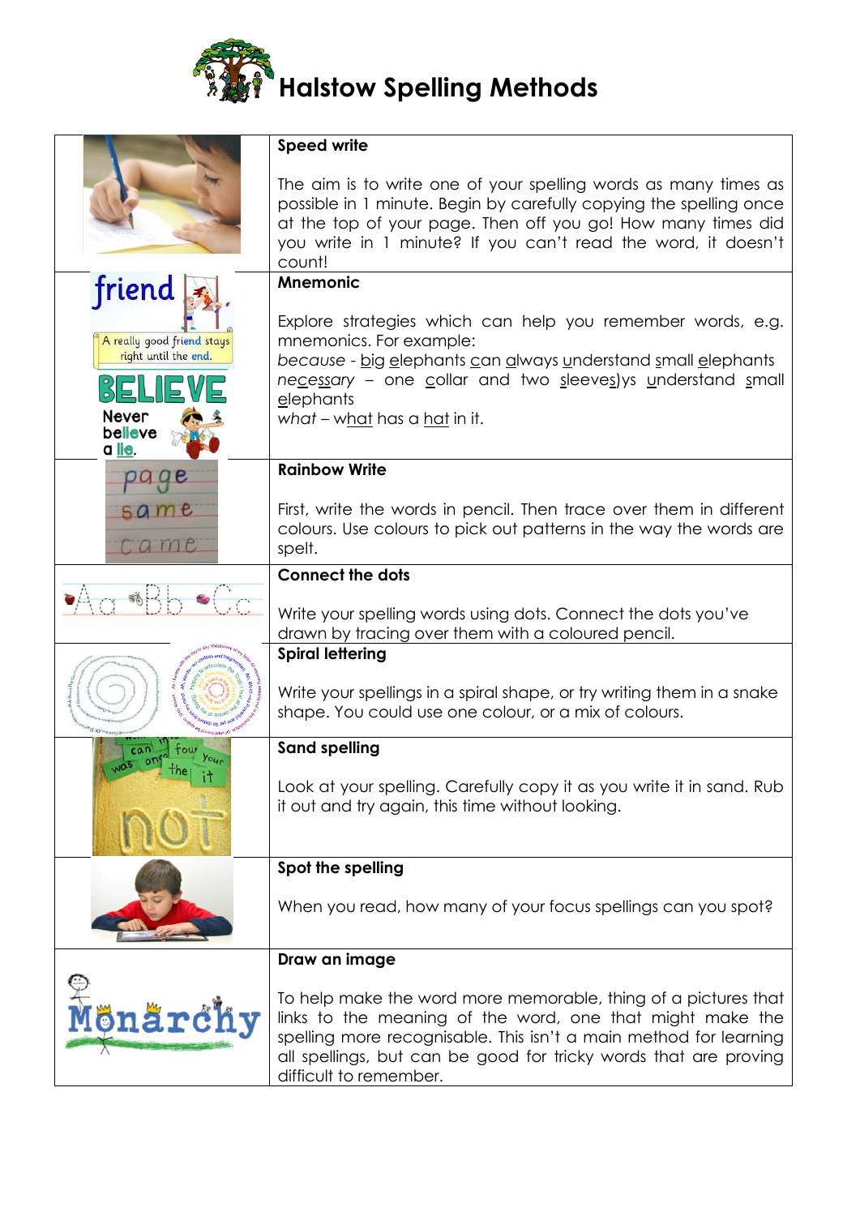# Halstow Spelling Methods

| | |
|---|---|
| | **Speed write**<br><br>The aim is to write one of your spelling words as many times as possible in 1 minute. Begin by carefully copying the spelling once at the top of your page. Then off you go! How many times did you write in 1 minute? If you can't read the word, it doesn't count! |
| | **Mnemonic**<br><br>Explore strategies which can help you remember words, e.g. mnemonics. For example:<br>*because* - <u>b</u>ig <u>e</u>lephants <u>c</u>an <u>a</u>lways <u>u</u>nderstand <u>s</u>mall <u>e</u>lephants<br>*ne<u>c</u>es<u>s</u>ary* – one <u>c</u>ollar and two <u>s</u>leeve<u>s</u>)ys <u>u</u>nderstand <u>s</u>mall <u>e</u>lephants<br>*what* – w<u>hat</u> has a <u>hat</u> in it. |
| | **Rainbow Write**<br><br>First, write the words in pencil. Then trace over them in different colours. Use colours to pick out patterns in the way the words are spelt. |
| | **Connect the dots**<br><br>Write your spelling words using dots. Connect the dots you've drawn by tracing over them with a coloured pencil. |
| | **Spiral lettering**<br><br>Write your spellings in a spiral shape, or try writing them in a snake shape. You could use one colour, or a mix of colours. |
| | **Sand spelling**<br><br>Look at your spelling. Carefully copy it as you write it in sand. Rub it out and try again, this time without looking. |
| | **Spot the spelling**<br><br>When you read, how many of your focus spellings can you spot? |
| | **Draw an image**<br><br>To help make the word more memorable, thing of a pictures that links to the meaning of the word, one that might make the spelling more recognisable. This isn't a main method for learning all spellings, but can be good for tricky words that are proving difficult to remember. |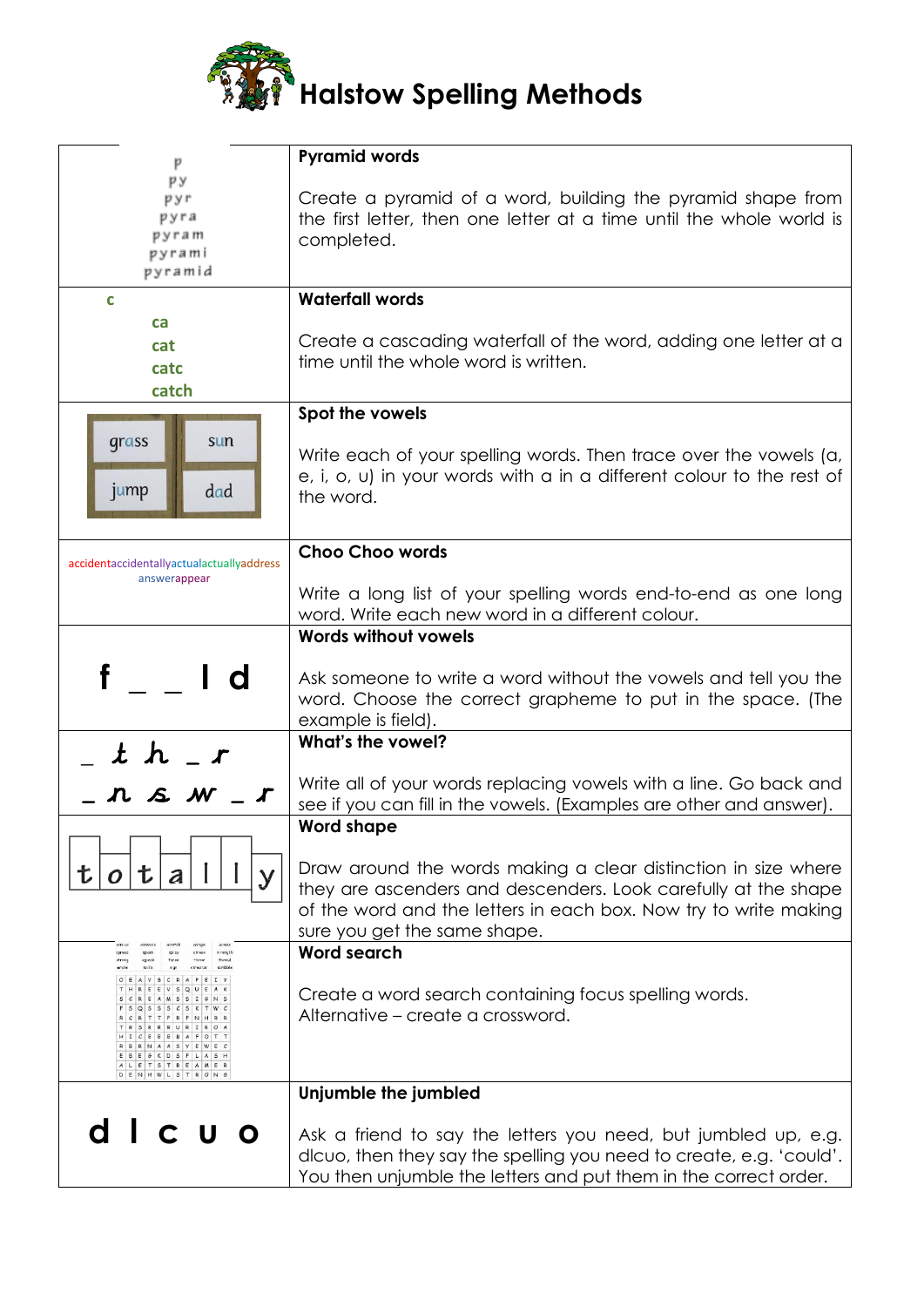# Halstow Spelling Methods

| | |
|---|---|
| p<br>py<br>pyr<br>pyra<br>pyram<br>pyrami<br>pyramid | **Pyramid words**<br><br>Create a pyramid of a word, building the pyramid shape from the first letter, then one letter at a time until the whole world is completed. |
| c<br>ca<br>cat<br>catc<br>catch | **Waterfall words**<br><br>Create a cascading waterfall of the word, adding one letter at a time until the whole word is written. |
| grass sun<br>jump dad | **Spot the vowels**<br><br>Write each of your spelling words. Then trace over the vowels (a, e, i, o, u) in your words with a in a different colour to the rest of the word. |
| accidentaccidentallyactualactuallyaddress answerappear | **Choo Choo words**<br><br>Write a long list of your spelling words end-to-end as one long word. Write each new word in a different colour. |
| f _ _ l d | **Words without vowels**<br><br>Ask someone to write a word without the vowels and tell you the word. Choose the correct grapheme to put in the space. (The example is field). |
| _ t h _ r<br>_ n s w _ r | **What's the vowel?**<br><br>Write all of your words replacing vowels with a line. Go back and see if you can fill in the vowels. (Examples are other and answer). |
| t o t a l l y | **Word shape**<br><br>Draw around the words making a clear distinction in size where they are ascenders and descenders. Look carefully at the shape of the word and the letters in each box. Now try to write making sure you get the same shape. |
| | **Word search**<br><br>Create a word search containing focus spelling words.<br>Alternative – create a crossword. |
| d l c u o | **Unjumble the jumbled**<br><br>Ask a friend to say the letters you need, but jumbled up, e.g. dlcuo, then they say the spelling you need to create, e.g. 'could'. You then unjumble the letters and put them in the correct order. |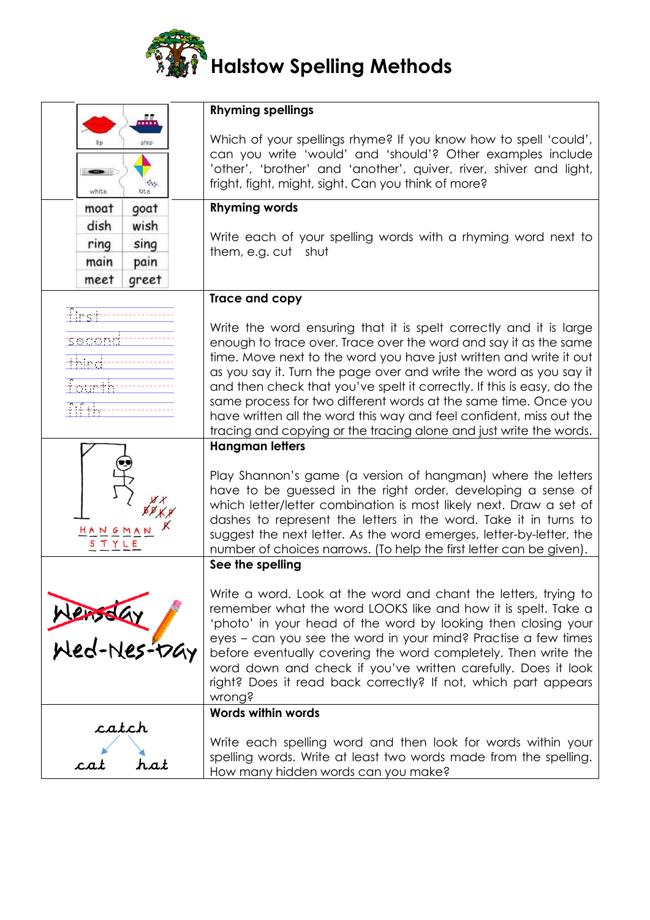// Halstow Spelling Methods

# Halstow Spelling Methods

| | |
|---|---|
| lip ship<br>white kite | **Rhyming spellings**<br><br>Which of your spellings rhyme? If you know how to spell 'could', can you write 'would' and 'should'? Other examples include 'other', 'brother' and 'another', quiver, river, shiver and light, fright, fight, might, sight. Can you think of more? |
| moat goat<br>dish wish<br>ring sing<br>main pain<br>meet greet | **Rhyming words**<br><br>Write each of your spelling words with a rhyming word next to them, e.g. cut shut |
| first<br>second<br>third<br>fourth<br>fifth | **Trace and copy**<br><br>Write the word ensuring that it is spelt correctly and it is large enough to trace over. Trace over the word and say it as the same time. Move next to the word you have just written and write it out as you say it. Turn the page over and write the word as you say it and then check that you've spelt it correctly. If this is easy, do the same process for two different words at the same time. Once you have written all the word this way and feel confident, miss out the tracing and copying or the tracing alone and just write the words. |
| HANGMAN<br>STYLE | **Hangman letters**<br><br>Play Shannon's game (a version of hangman) where the letters have to be guessed in the right order, developing a sense of which letter/letter combination is most likely next. Draw a set of dashes to represent the letters in the word. Take it in turns to suggest the next letter. As the word emerges, letter-by-letter, the number of choices narrows. (To help the first letter can be given). |
| Wensday<br>Wed-Nes-Day | **See the spelling**<br><br>Write a word. Look at the word and chant the letters, trying to remember what the word LOOKS like and how it is spelt. Take a 'photo' in your head of the word by looking then closing your eyes – can you see the word in your mind? Practise a few times before eventually covering the word completely. Then write the word down and check if you've written carefully. Does it look right? Does it read back correctly? If not, which part appears wrong? |
| catch<br>cat hat | **Words within words**<br><br>Write each spelling word and then look for words within your spelling words. Write at least two words made from the spelling. How many hidden words can you make? |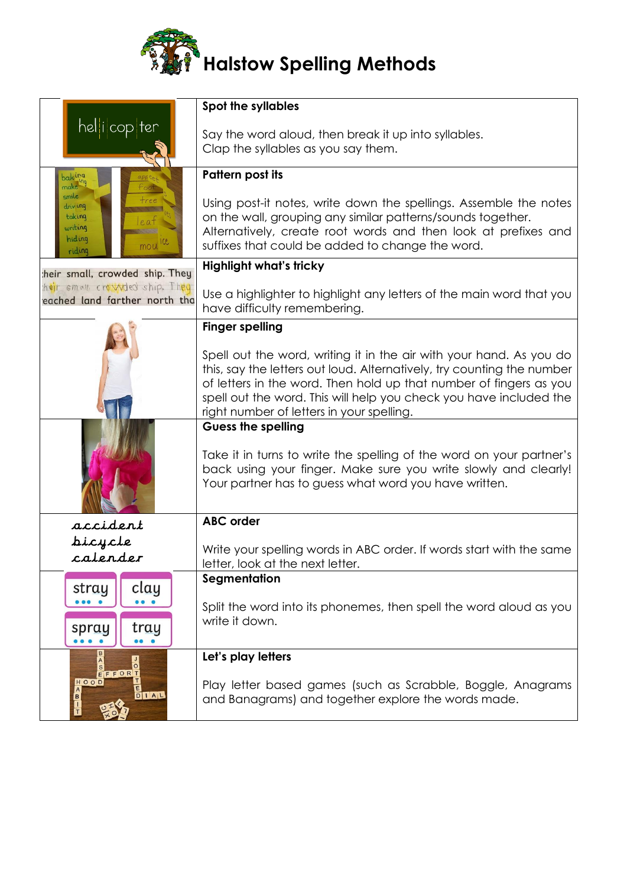# Halstow Spelling Methods

| | |
|---|---|
| hel\|i\|cop\|ter | **Spot the syllables**<br><br>Say the word aloud, then break it up into syllables. Clap the syllables as you say them. |
| baking, make, smile, driving, taking, writing, hiding, riding / apricot, foot, tree, leaf, mouse | **Pattern post its**<br><br>Using post-it notes, write down the spellings. Assemble the notes on the wall, grouping any similar patterns/sounds together. Alternatively, create root words and then look at prefixes and suffixes that could be added to change the word. |
| their small, crowded ship. They reached land farther north tha | **Highlight what's tricky**<br><br>Use a highlighter to highlight any letters of the main word that you have difficulty remembering. |
| | **Finger spelling**<br><br>Spell out the word, writing it in the air with your hand. As you do this, say the letters out loud. Alternatively, try counting the number of letters in the word. Then hold up that number of fingers as you spell out the word. This will help you check you have included the right number of letters in your spelling. |
| | **Guess the spelling**<br><br>Take it in turns to write the spelling of the word on your partner's back using your finger. Make sure you write slowly and clearly! Your partner has to guess what word you have written. |
| accident<br>bicycle<br>calender | **ABC order**<br><br>Write your spelling words in ABC order. If words start with the same letter, look at the next letter. |
| stray, clay, spray, tray | **Segmentation**<br><br>Split the word into its phonemes, then spell the word aloud as you write it down. |
| | **Let's play letters**<br><br>Play letter based games (such as Scrabble, Boggle, Anagrams and Banagrams) and together explore the words made. |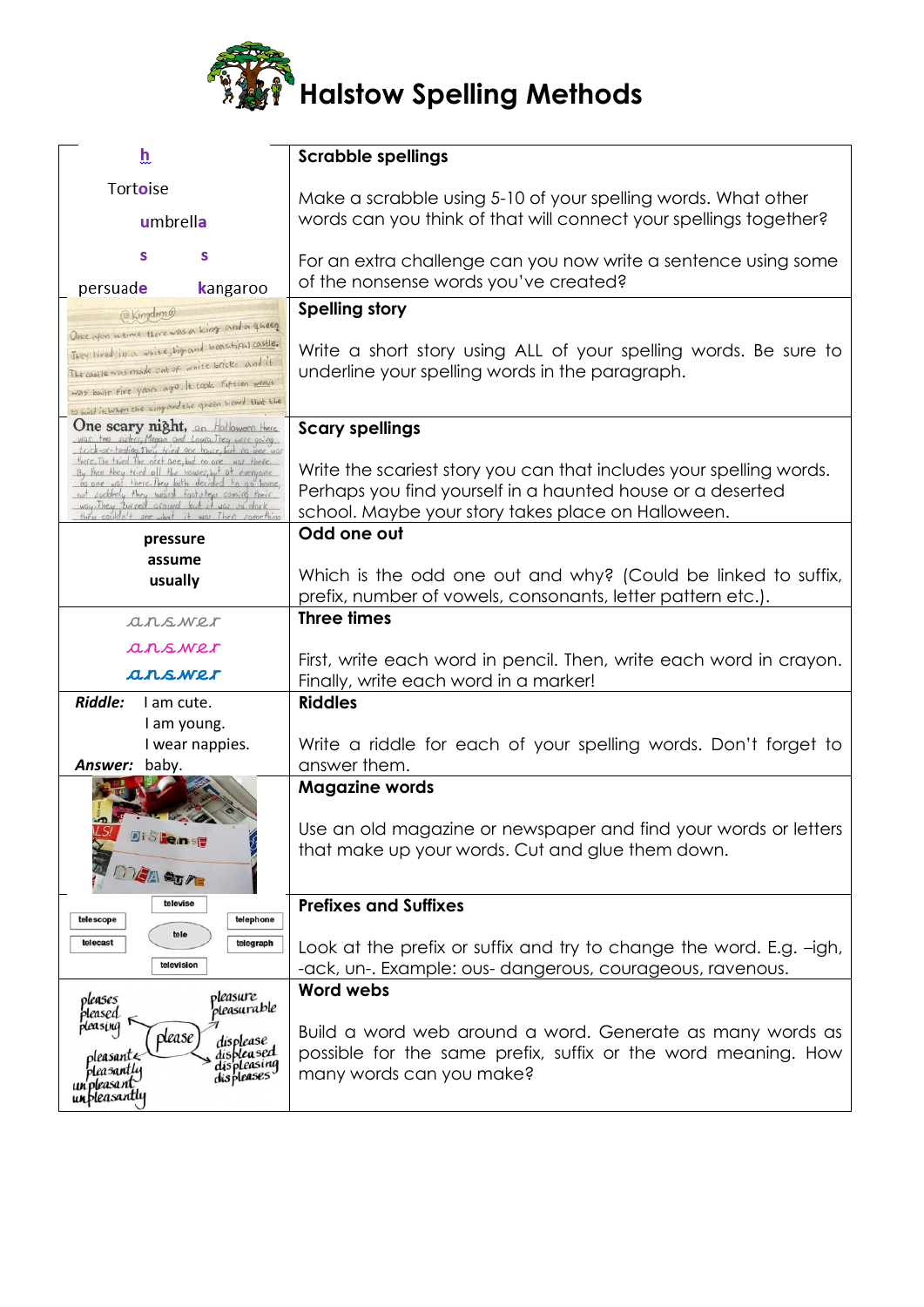# Halstow Spelling Methods

| Example | Method |
|---|---|
| h<br>Tortoise<br>umbrella<br>s s<br>persuade kangaroo | **Scrabble spellings**<br><br>Make a scrabble using 5-10 of your spelling words. What other words can you think of that will connect your spellings together?<br><br>For an extra challenge can you now write a sentence using some of the nonsense words you've created? |
| @Kingdom@<br>Once upon a time there was a king and a queen. They lived in a white big and beautiful castle. The castle was made out of white bricks and it was built five years ago. It took fifteen weeks to build it. When the king and the queen heard that the | **Spelling story**<br><br>Write a short story using ALL of your spelling words. Be sure to underline your spelling words in the paragraph. |
| One scary night, on Halloween there was two sisters, Megan and Laura. They were going trick-or-treating. They tried one house, but no one was there. The tried the next one, but no one was there. By then they tried all the houses, but at everyone no one was there. They both decided to go home, but suddenly they heard footsteps coming their way. They turned around but it was so dark they couldn't see what it was. Then something | **Scary spellings**<br><br>Write the scariest story you can that includes your spelling words. Perhaps you find yourself in a haunted house or a deserted school. Maybe your story takes place on Halloween. |
| **pressure**<br>**assume**<br>**usually** | **Odd one out**<br><br>Which is the odd one out and why? (Could be linked to suffix, prefix, number of vowels, consonants, letter pattern etc.). |
| answer<br>answer<br>answer | **Three times**<br><br>First, write each word in pencil. Then, write each word in crayon. Finally, write each word in a marker! |
| ***Riddle:*** I am cute.<br>I am young.<br>I wear nappies.<br>***Answer:*** baby. | **Riddles**<br><br>Write a riddle for each of your spelling words. Don't forget to answer them. |
| DISPENSE<br>MEASURE | **Magazine words**<br><br>Use an old magazine or newspaper and find your words or letters that make up your words. Cut and glue them down. |
| tele: televise, telephone, telegraph, television, telecast, telescope | **Prefixes and Suffixes**<br><br>Look at the prefix or suffix and try to change the word. E.g. –igh, -ack, un-. Example: ous- dangerous, courageous, ravenous. |
| please: pleases, pleased, pleasing, pleasure, pleasurable, displease, displeased, displeasing, displeases, pleasant, pleasantly, unpleasant, unpleasantly | **Word webs**<br><br>Build a word web around a word. Generate as many words as possible for the same prefix, suffix or the word meaning. How many words can you make? |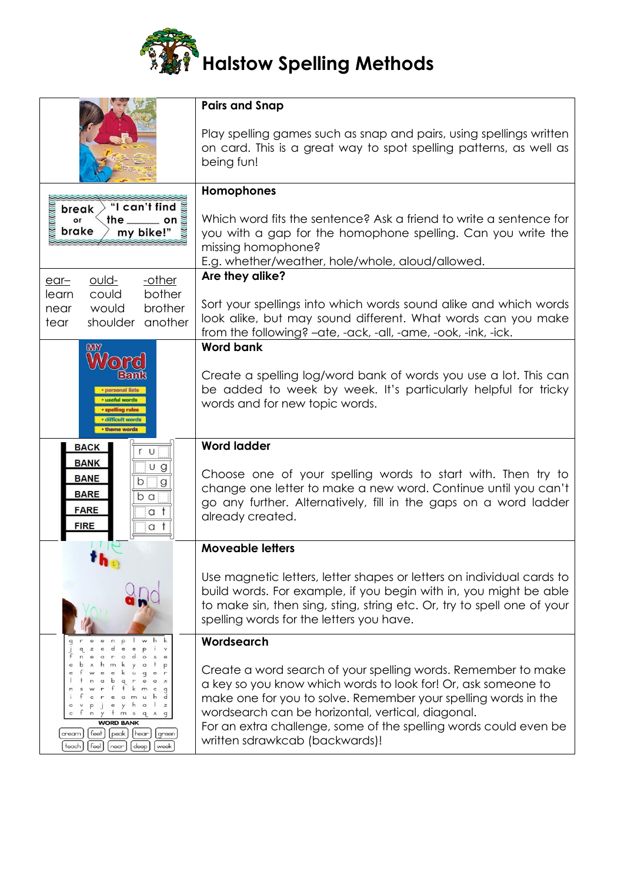# Halstow Spelling Methods

| | |
|---|---|
| | **Pairs and Snap**<br><br>Play spelling games such as snap and pairs, using spellings written on card. This is a great way to spot spelling patterns, as well as being fun! |
| break or brake "I can't find the ______ on my bike!" | **Homophones**<br><br>Which word fits the sentence? Ask a friend to write a sentence for you with a gap for the homophone spelling. Can you write the missing homophone?<br>E.g. whether/weather, hole/whole, aloud/allowed. |
| ear– learn near tear<br>ould- could would shoulder<br>-other bother brother another | **Are they alike?**<br><br>Sort your spellings into which words sound alike and which words look alike, but may sound different. What words can you make from the following? –ate, -ack, -all, -ame, -ook, -ink, -ick. |
| MY Word Bank • personal lists • useful words • spelling rules • difficult words • theme words | **Word bank**<br><br>Create a spelling log/word bank of words you use a lot. This can be added to week by week. It's particularly helpful for tricky words and for new topic words. |
| BACK BANK BANE BARE FARE FIRE | **Word ladder**<br><br>Choose one of your spelling words to start with. Then try to change one letter to make a new word. Continue until you can't go any further. Alternatively, fill in the gaps on a word ladder already created. |
| | **Moveable letters**<br><br>Use magnetic letters, letter shapes or letters on individual cards to build words. For example, if you begin with in, you might be able to make sin, then sing, sting, string etc. Or, try to spell one of your spelling words for the letters you have. |
| WORD BANK: cream, feet, peak, hear, green, teach, feel, near, deep, week | **Wordsearch**<br><br>Create a word search of your spelling words. Remember to make a key so you know which words to look for! Or, ask someone to make one for you to solve. Remember your spelling words in the wordsearch can be horizontal, vertical, diagonal.<br>For an extra challenge, some of the spelling words could even be written sdrawkcab (backwards)! |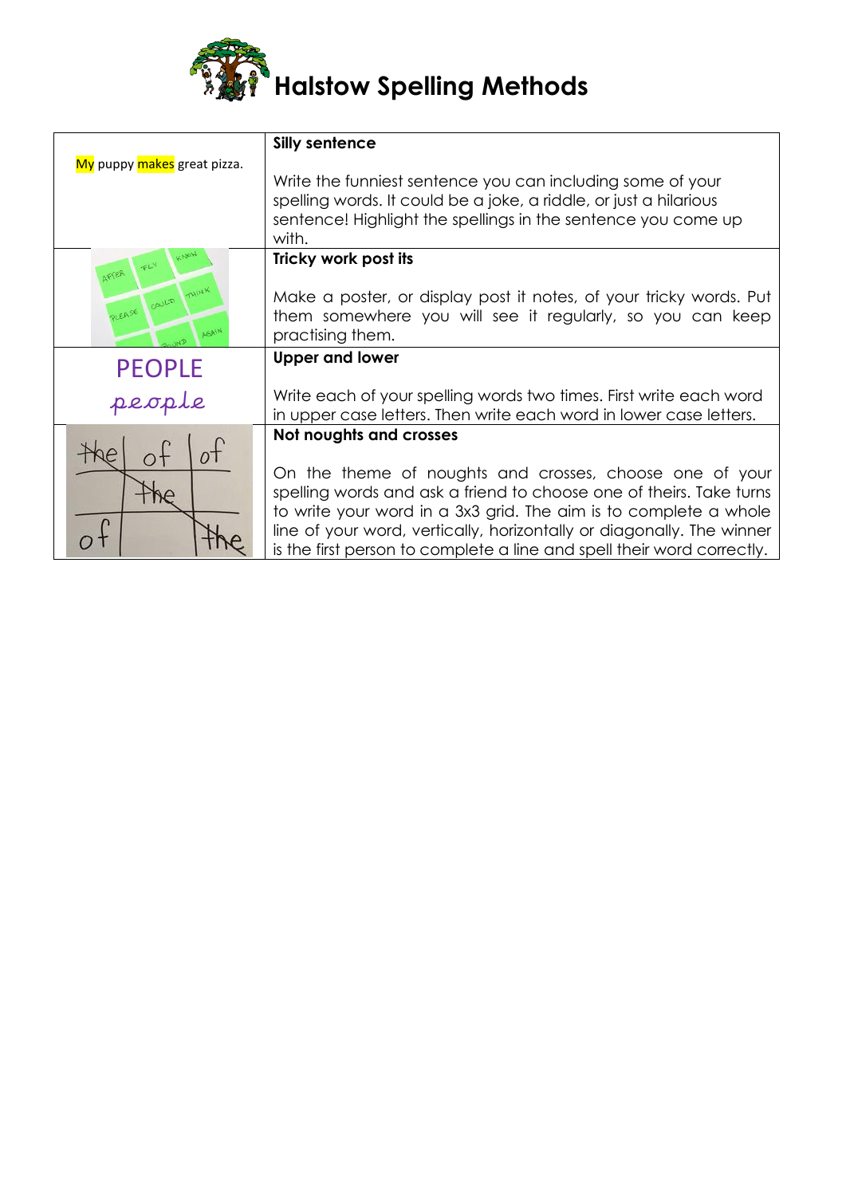# Halstow Spelling Methods

| | |
|---|---|
| My puppy makes great pizza. | **Silly sentence**<br><br>Write the funniest sentence you can including some of your spelling words. It could be a joke, a riddle, or just a hilarious sentence! Highlight the spellings in the sentence you come up with. |
| AFTER FLY KNOW PLEASE COULD THINK AGAIN ROUND | **Tricky work post its**<br><br>Make a poster, or display post it notes, of your tricky words. Put them somewhere you will see it regularly, so you can keep practising them. |
| PEOPLE<br>people | **Upper and lower**<br><br>Write each of your spelling words two times. First write each word in upper case letters. Then write each word in lower case letters. |
| the of of<br>the<br>of the | **Not noughts and crosses**<br><br>On the theme of noughts and crosses, choose one of your spelling words and ask a friend to choose one of theirs. Take turns to write your word in a 3x3 grid. The aim is to complete a whole line of your word, vertically, horizontally or diagonally. The winner is the first person to complete a line and spell their word correctly. |